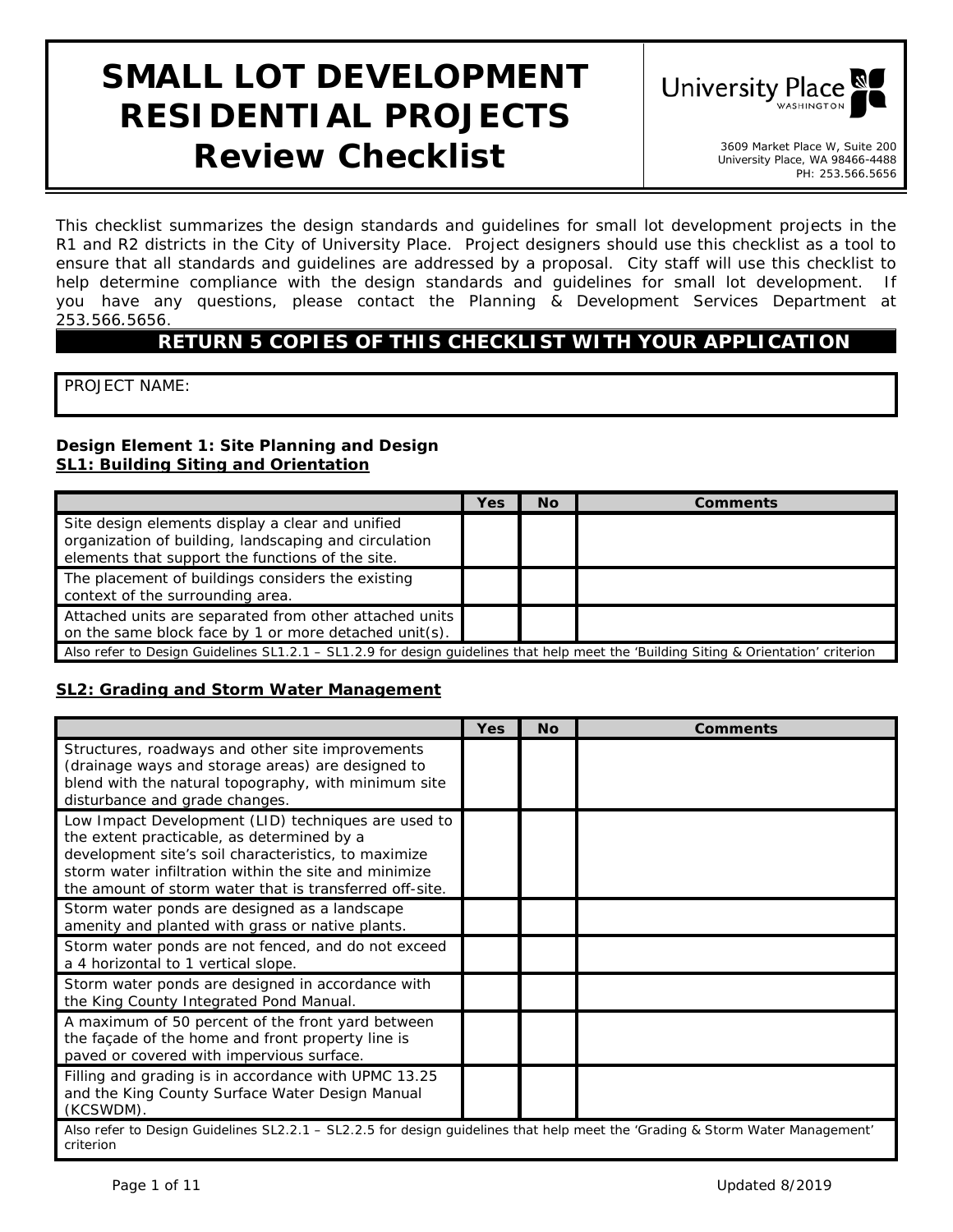# SMALL LOT DEVELOPMENT RESIDENTIAL PROJECTS Review Checklist

University Place WASHINGTON

3609 Market Place W, Suite 200
University Place, WA 98466-4488
PH: 253.566.5656

This checklist summarizes the design standards and guidelines for small lot development projects in the R1 and R2 districts in the City of University Place. Project designers should use this checklist as a tool to ensure that all standards and guidelines are addressed by a proposal. City staff will use this checklist to help determine compliance with the design standards and guidelines for small lot development. If you have any questions, please contact the Planning & Development Services Department at 253.566.5656.

**RETURN 5 COPIES OF THIS CHECKLIST WITH YOUR APPLICATION**

PROJECT NAME:

**Design Element 1: Site Planning and Design**

**SL1: Building Siting and Orientation**

| | Yes | No | Comments |
|---|---|---|---|
| Site design elements display a clear and unified organization of building, landscaping and circulation elements that support the functions of the site. | | | |
| The placement of buildings considers the existing context of the surrounding area. | | | |
| Attached units are separated from other attached units on the same block face by 1 or more detached unit(s). | | | |
| Also refer to Design Guidelines SL1.2.1 – SL1.2.9 for design guidelines that help meet the 'Building Siting & Orientation' criterion | | | |

**SL2: Grading and Storm Water Management**

| | Yes | No | Comments |
|---|---|---|---|
| Structures, roadways and other site improvements (drainage ways and storage areas) are designed to blend with the natural topography, with minimum site disturbance and grade changes. | | | |
| Low Impact Development (LID) techniques are used to the extent practicable, as determined by a development site's soil characteristics, to maximize storm water infiltration within the site and minimize the amount of storm water that is transferred off-site. | | | |
| Storm water ponds are designed as a landscape amenity and planted with grass or native plants. | | | |
| Storm water ponds are not fenced, and do not exceed a 4 horizontal to 1 vertical slope. | | | |
| Storm water ponds are designed in accordance with the King County Integrated Pond Manual. | | | |
| A maximum of 50 percent of the front yard between the façade of the home and front property line is paved or covered with impervious surface. | | | |
| Filling and grading is in accordance with UPMC 13.25 and the King County Surface Water Design Manual (KCSWDM). | | | |
| Also refer to Design Guidelines SL2.2.1 – SL2.2.5 for design guidelines that help meet the 'Grading & Storm Water Management' criterion | | | |

Updated 8/2019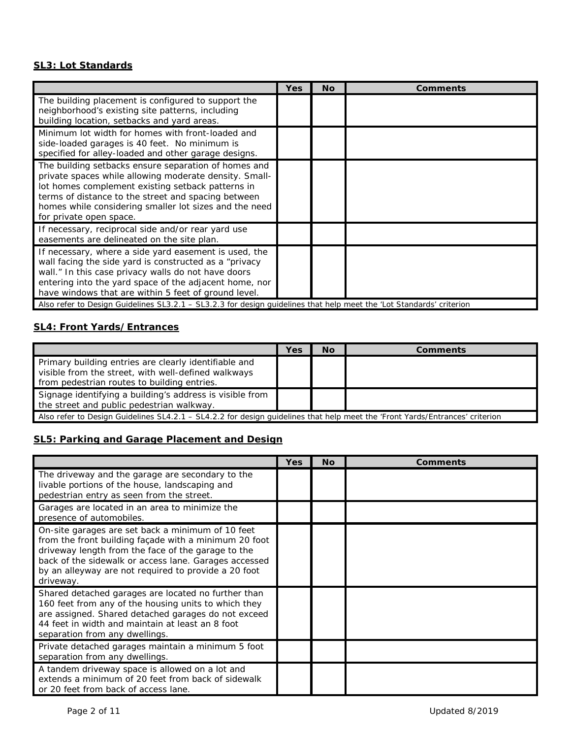### SL3: Lot Standards

| | Yes | No | Comments |
|---|---|---|---|
| The building placement is configured to support the neighborhood's existing site patterns, including building location, setbacks and yard areas. | | | |
| Minimum lot width for homes with front-loaded and side-loaded garages is 40 feet. No minimum is specified for alley-loaded and other garage designs. | | | |
| The building setbacks ensure separation of homes and private spaces while allowing moderate density. Small-lot homes complement existing setback patterns in terms of distance to the street and spacing between homes while considering smaller lot sizes and the need for private open space. | | | |
| If necessary, reciprocal side and/or rear yard use easements are delineated on the site plan. | | | |
| If necessary, where a side yard easement is used, the wall facing the side yard is constructed as a "privacy wall." In this case privacy walls do not have doors entering into the yard space of the adjacent home, nor have windows that are within 5 feet of ground level. | | | |
| Also refer to Design Guidelines SL3.2.1 – SL3.2.3 for design guidelines that help meet the 'Lot Standards' criterion | | | |

### SL4: Front Yards/Entrances

| | Yes | No | Comments |
|---|---|---|---|
| Primary building entries are clearly identifiable and visible from the street, with well-defined walkways from pedestrian routes to building entries. | | | |
| Signage identifying a building's address is visible from the street and public pedestrian walkway. | | | |
| Also refer to Design Guidelines SL4.2.1 – SL4.2.2 for design guidelines that help meet the 'Front Yards/Entrances' criterion | | | |

### SL5: Parking and Garage Placement and Design

| | Yes | No | Comments |
|---|---|---|---|
| The driveway and the garage are secondary to the livable portions of the house, landscaping and pedestrian entry as seen from the street. | | | |
| Garages are located in an area to minimize the presence of automobiles. | | | |
| On-site garages are set back a minimum of 10 feet from the front building façade with a minimum 20 foot driveway length from the face of the garage to the back of the sidewalk or access lane. Garages accessed by an alleyway are not required to provide a 20 foot driveway. | | | |
| Shared detached garages are located no further than 160 feet from any of the housing units to which they are assigned. Shared detached garages do not exceed 44 feet in width and maintain at least an 8 foot separation from any dwellings. | | | |
| Private detached garages maintain a minimum 5 foot separation from any dwellings. | | | |
| A tandem driveway space is allowed on a lot and extends a minimum of 20 feet from back of sidewalk or 20 feet from back of access lane. | | | |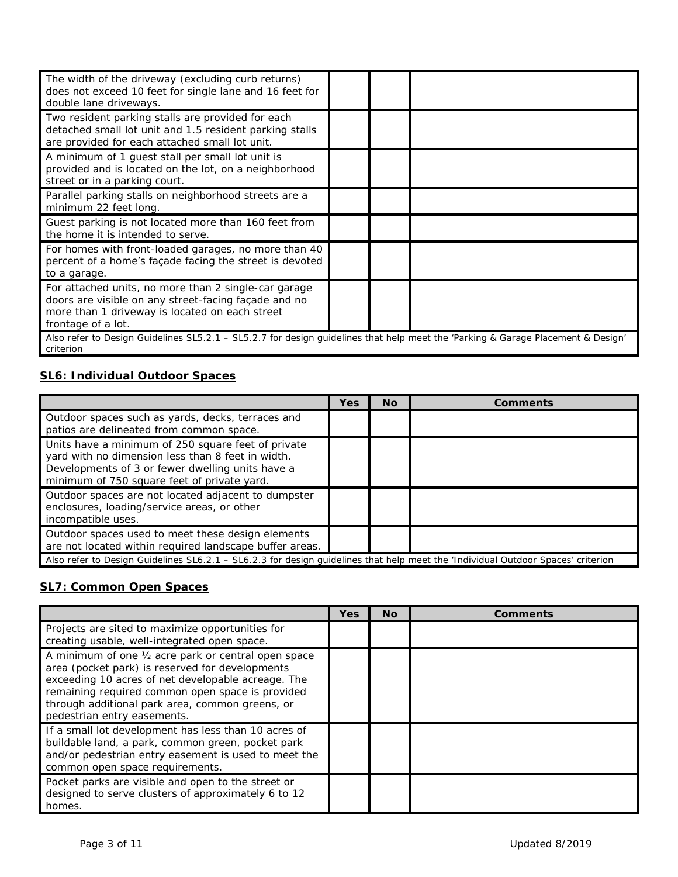| | | | |
|---|---|---|---|
| The width of the driveway (excluding curb returns) does not exceed 10 feet for single lane and 16 feet for double lane driveways. | | | |
| Two resident parking stalls are provided for each detached small lot unit and 1.5 resident parking stalls are provided for each attached small lot unit. | | | |
| A minimum of 1 guest stall per small lot unit is provided and is located on the lot, on a neighborhood street or in a parking court. | | | |
| Parallel parking stalls on neighborhood streets are a minimum 22 feet long. | | | |
| Guest parking is not located more than 160 feet from the home it is intended to serve. | | | |
| For homes with front-loaded garages, no more than 40 percent of a home's façade facing the street is devoted to a garage. | | | |
| For attached units, no more than 2 single-car garage doors are visible on any street-facing façade and no more than 1 driveway is located on each street frontage of a lot. | | | |
| *Also refer to Design Guidelines SL5.2.1 – SL5.2.7 for design guidelines that help meet the 'Parking & Garage Placement & Design' criterion* | | | |

## SL6: Individual Outdoor Spaces

| | Yes | No | Comments |
|---|---|---|---|
| Outdoor spaces such as yards, decks, terraces and patios are delineated from common space. | | | |
| Units have a minimum of 250 square feet of private yard with no dimension less than 8 feet in width. Developments of 3 or fewer dwelling units have a minimum of 750 square feet of private yard. | | | |
| Outdoor spaces are not located adjacent to dumpster enclosures, loading/service areas, or other incompatible uses. | | | |
| Outdoor spaces used to meet these design elements are not located within required landscape buffer areas. | | | |
| *Also refer to Design Guidelines SL6.2.1 – SL6.2.3 for design guidelines that help meet the 'Individual Outdoor Spaces' criterion* | | | |

## SL7: Common Open Spaces

| | Yes | No | Comments |
|---|---|---|---|
| Projects are sited to maximize opportunities for creating usable, well-integrated open space. | | | |
| A minimum of one ½ acre park or central open space area (pocket park) is reserved for developments exceeding 10 acres of net developable acreage. The remaining required common open space is provided through additional park area, common greens, or pedestrian entry easements. | | | |
| If a small lot development has less than 10 acres of buildable land, a park, common green, pocket park and/or pedestrian entry easement is used to meet the common open space requirements. | | | |
| Pocket parks are visible and open to the street or designed to serve clusters of approximately 6 to 12 homes. | | | |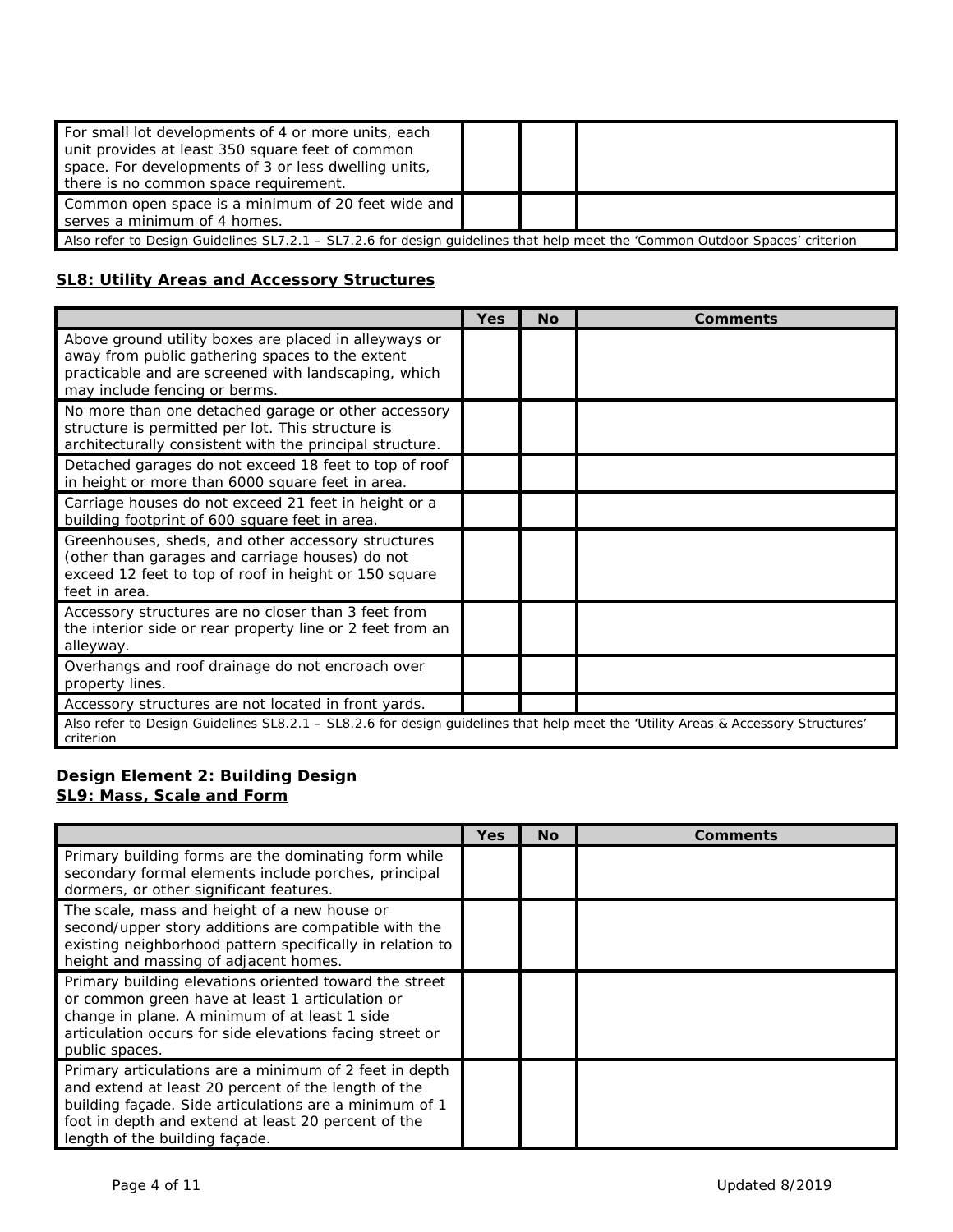| | Yes | No | Comments |
|---|---|---|---|
| For small lot developments of 4 or more units, each unit provides at least 350 square feet of common space. For developments of 3 or less dwelling units, there is no common space requirement. | | | |
| Common open space is a minimum of 20 feet wide and serves a minimum of 4 homes. | | | |
| Also refer to Design Guidelines SL7.2.1 – SL7.2.6 for design guidelines that help meet the 'Common Outdoor Spaces' criterion | | | |

## SL8: Utility Areas and Accessory Structures

| | Yes | No | Comments |
|---|---|---|---|
| Above ground utility boxes are placed in alleyways or away from public gathering spaces to the extent practicable and are screened with landscaping, which may include fencing or berms. | | | |
| No more than one detached garage or other accessory structure is permitted per lot. This structure is architecturally consistent with the principal structure. | | | |
| Detached garages do not exceed 18 feet to top of roof in height or more than 6000 square feet in area. | | | |
| Carriage houses do not exceed 21 feet in height or a building footprint of 600 square feet in area. | | | |
| Greenhouses, sheds, and other accessory structures (other than garages and carriage houses) do not exceed 12 feet to top of roof in height or 150 square feet in area. | | | |
| Accessory structures are no closer than 3 feet from the interior side or rear property line or 2 feet from an alleyway. | | | |
| Overhangs and roof drainage do not encroach over property lines. | | | |
| Accessory structures are not located in front yards. | | | |
| Also refer to Design Guidelines SL8.2.1 – SL8.2.6 for design guidelines that help meet the 'Utility Areas & Accessory Structures' criterion | | | |

### Design Element 2: Building Design

## SL9: Mass, Scale and Form

| | Yes | No | Comments |
|---|---|---|---|
| Primary building forms are the dominating form while secondary formal elements include porches, principal dormers, or other significant features. | | | |
| The scale, mass and height of a new house or second/upper story additions are compatible with the existing neighborhood pattern specifically in relation to height and massing of adjacent homes. | | | |
| Primary building elevations oriented toward the street or common green have at least 1 articulation or change in plane. A minimum of at least 1 side articulation occurs for side elevations facing street or public spaces. | | | |
| Primary articulations are a minimum of 2 feet in depth and extend at least 20 percent of the length of the building façade. Side articulations are a minimum of 1 foot in depth and extend at least 20 percent of the length of the building façade. | | | |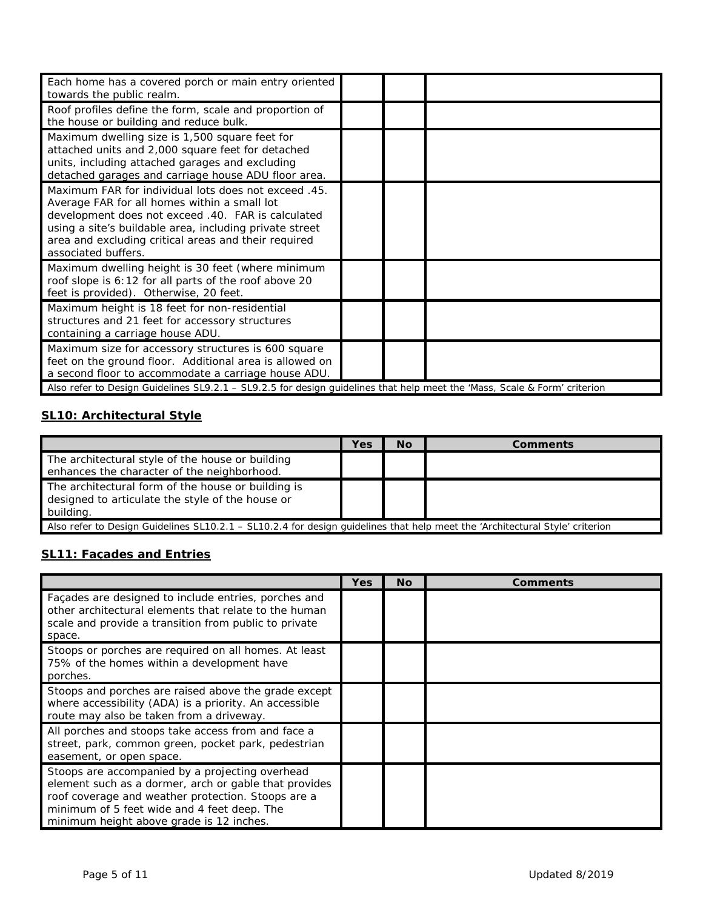| | Yes | No | Comments |
|---|---|---|---|
| Each home has a covered porch or main entry oriented towards the public realm. | | | |
| Roof profiles define the form, scale and proportion of the house or building and reduce bulk. | | | |
| Maximum dwelling size is 1,500 square feet for attached units and 2,000 square feet for detached units, including attached garages and excluding detached garages and carriage house ADU floor area. | | | |
| Maximum FAR for individual lots does not exceed .45. Average FAR for all homes within a small lot development does not exceed .40. FAR is calculated using a site's buildable area, including private street area and excluding critical areas and their required associated buffers. | | | |
| Maximum dwelling height is 30 feet (where minimum roof slope is 6:12 for all parts of the roof above 20 feet is provided). Otherwise, 20 feet. | | | |
| Maximum height is 18 feet for non-residential structures and 21 feet for accessory structures containing a carriage house ADU. | | | |
| Maximum size for accessory structures is 600 square feet on the ground floor. Additional area is allowed on a second floor to accommodate a carriage house ADU. | | | |
| Also refer to Design Guidelines SL9.2.1 – SL9.2.5 for design guidelines that help meet the 'Mass, Scale & Form' criterion | | | |

## SL10: Architectural Style

| | Yes | No | Comments |
|---|---|---|---|
| The architectural style of the house or building enhances the character of the neighborhood. | | | |
| The architectural form of the house or building is designed to articulate the style of the house or building. | | | |
| Also refer to Design Guidelines SL10.2.1 – SL10.2.4 for design guidelines that help meet the 'Architectural Style' criterion | | | |

## SL11: Façades and Entries

| | Yes | No | Comments |
|---|---|---|---|
| Façades are designed to include entries, porches and other architectural elements that relate to the human scale and provide a transition from public to private space. | | | |
| Stoops or porches are required on all homes. At least 75% of the homes within a development have porches. | | | |
| Stoops and porches are raised above the grade except where accessibility (ADA) is a priority. An accessible route may also be taken from a driveway. | | | |
| All porches and stoops take access from and face a street, park, common green, pocket park, pedestrian easement, or open space. | | | |
| Stoops are accompanied by a projecting overhead element such as a dormer, arch or gable that provides roof coverage and weather protection. Stoops are a minimum of 5 feet wide and 4 feet deep. The minimum height above grade is 12 inches. | | | |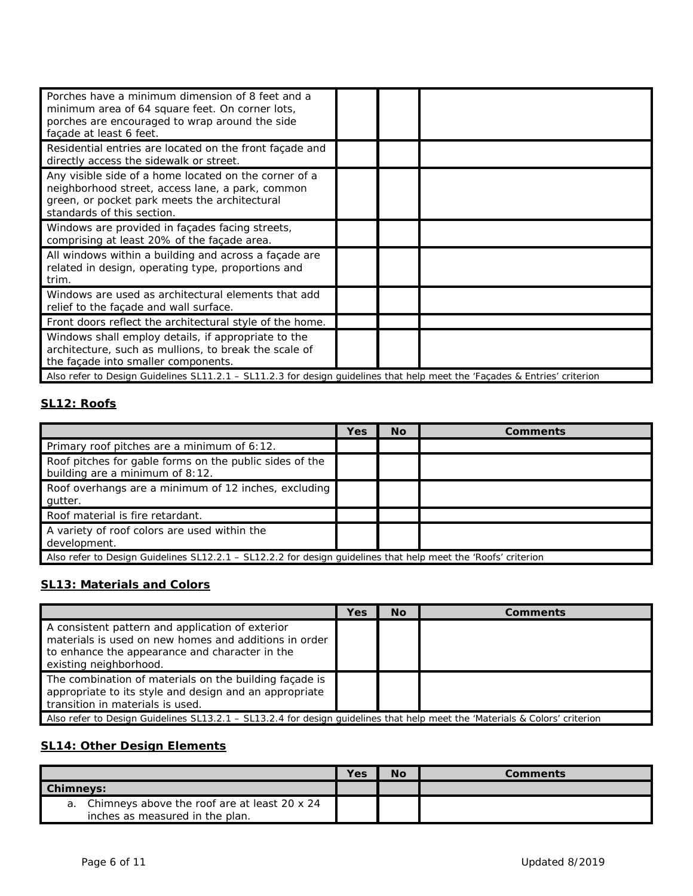| | Yes | No | Comments |
|---|---|---|---|
| Porches have a minimum dimension of 8 feet and a minimum area of 64 square feet. On corner lots, porches are encouraged to wrap around the side façade at least 6 feet. | | | |
| Residential entries are located on the front façade and directly access the sidewalk or street. | | | |
| Any visible side of a home located on the corner of a neighborhood street, access lane, a park, common green, or pocket park meets the architectural standards of this section. | | | |
| Windows are provided in façades facing streets, comprising at least 20% of the façade area. | | | |
| All windows within a building and across a façade are related in design, operating type, proportions and trim. | | | |
| Windows are used as architectural elements that add relief to the façade and wall surface. | | | |
| Front doors reflect the architectural style of the home. | | | |
| Windows shall employ details, if appropriate to the architecture, such as mullions, to break the scale of the façade into smaller components. | | | |
| *Also refer to Design Guidelines SL11.2.1 – SL11.2.3 for design guidelines that help meet the 'Façades & Entries' criterion* | | | |

## SL12: Roofs

| | Yes | No | Comments |
|---|---|---|---|
| Primary roof pitches are a minimum of 6:12. | | | |
| Roof pitches for gable forms on the public sides of the building are a minimum of 8:12. | | | |
| Roof overhangs are a minimum of 12 inches, excluding gutter. | | | |
| Roof material is fire retardant. | | | |
| A variety of roof colors are used within the development. | | | |
| *Also refer to Design Guidelines SL12.2.1 – SL12.2.2 for design guidelines that help meet the 'Roofs' criterion* | | | |

## SL13: Materials and Colors

| | Yes | No | Comments |
|---|---|---|---|
| A consistent pattern and application of exterior materials is used on new homes and additions in order to enhance the appearance and character in the existing neighborhood. | | | |
| The combination of materials on the building façade is appropriate to its style and design and an appropriate transition in materials is used. | | | |
| *Also refer to Design Guidelines SL13.2.1 – SL13.2.4 for design guidelines that help meet the 'Materials & Colors' criterion* | | | |

## SL14: Other Design Elements

| | Yes | No | Comments |
|---|---|---|---|
| **Chimneys:** | | | |
| a. Chimneys above the roof are at least 20 x 24 inches as measured in the plan. | | | |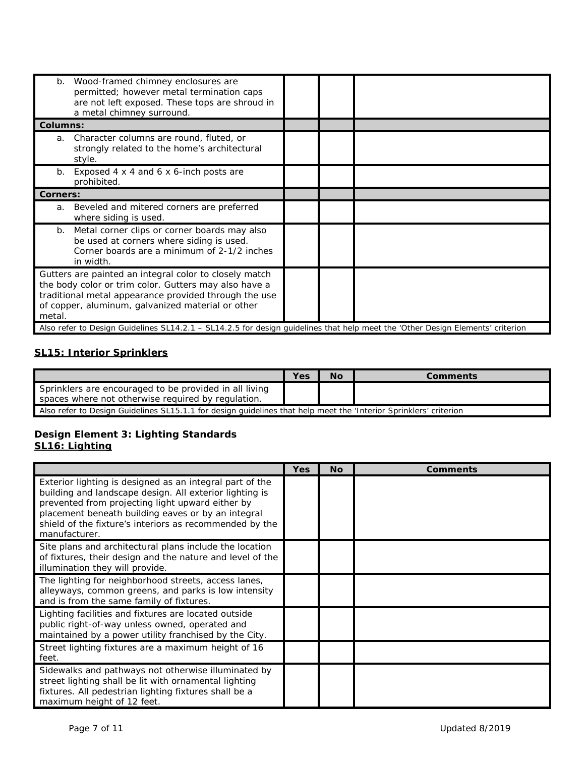| | | | |
|---|---|---|---|
| b. Wood-framed chimney enclosures are permitted; however metal termination caps are not left exposed. These tops are shroud in a metal chimney surround. | | | |
| **Columns:** | | | |
| a. Character columns are round, fluted, or strongly related to the home's architectural style. | | | |
| b. Exposed 4 x 4 and 6 x 6-inch posts are prohibited. | | | |
| **Corners:** | | | |
| a. Beveled and mitered corners are preferred where siding is used. | | | |
| b. Metal corner clips or corner boards may also be used at corners where siding is used. Corner boards are a minimum of 2-1/2 inches in width. | | | |
| Gutters are painted an integral color to closely match the body color or trim color. Gutters may also have a traditional metal appearance provided through the use of copper, aluminum, galvanized material or other metal. | | | |
| Also refer to Design Guidelines SL14.2.1 – SL14.2.5 for design guidelines that help meet the 'Other Design Elements' criterion | | | |

## SL15: Interior Sprinklers

| | Yes | No | Comments |
|---|---|---|---|
| Sprinklers are encouraged to be provided in all living spaces where not otherwise required by regulation. | | | |
| Also refer to Design Guidelines SL15.1.1 for design guidelines that help meet the 'Interior Sprinklers' criterion | | | |

### Design Element 3: Lighting Standards

## SL16: Lighting

| | Yes | No | Comments |
|---|---|---|---|
| Exterior lighting is designed as an integral part of the building and landscape design. All exterior lighting is prevented from projecting light upward either by placement beneath building eaves or by an integral shield of the fixture's interiors as recommended by the manufacturer. | | | |
| Site plans and architectural plans include the location of fixtures, their design and the nature and level of the illumination they will provide. | | | |
| The lighting for neighborhood streets, access lanes, alleyways, common greens, and parks is low intensity and is from the same family of fixtures. | | | |
| Lighting facilities and fixtures are located outside public right-of-way unless owned, operated and maintained by a power utility franchised by the City. | | | |
| Street lighting fixtures are a maximum height of 16 feet. | | | |
| Sidewalks and pathways not otherwise illuminated by street lighting shall be lit with ornamental lighting fixtures. All pedestrian lighting fixtures shall be a maximum height of 12 feet. | | | |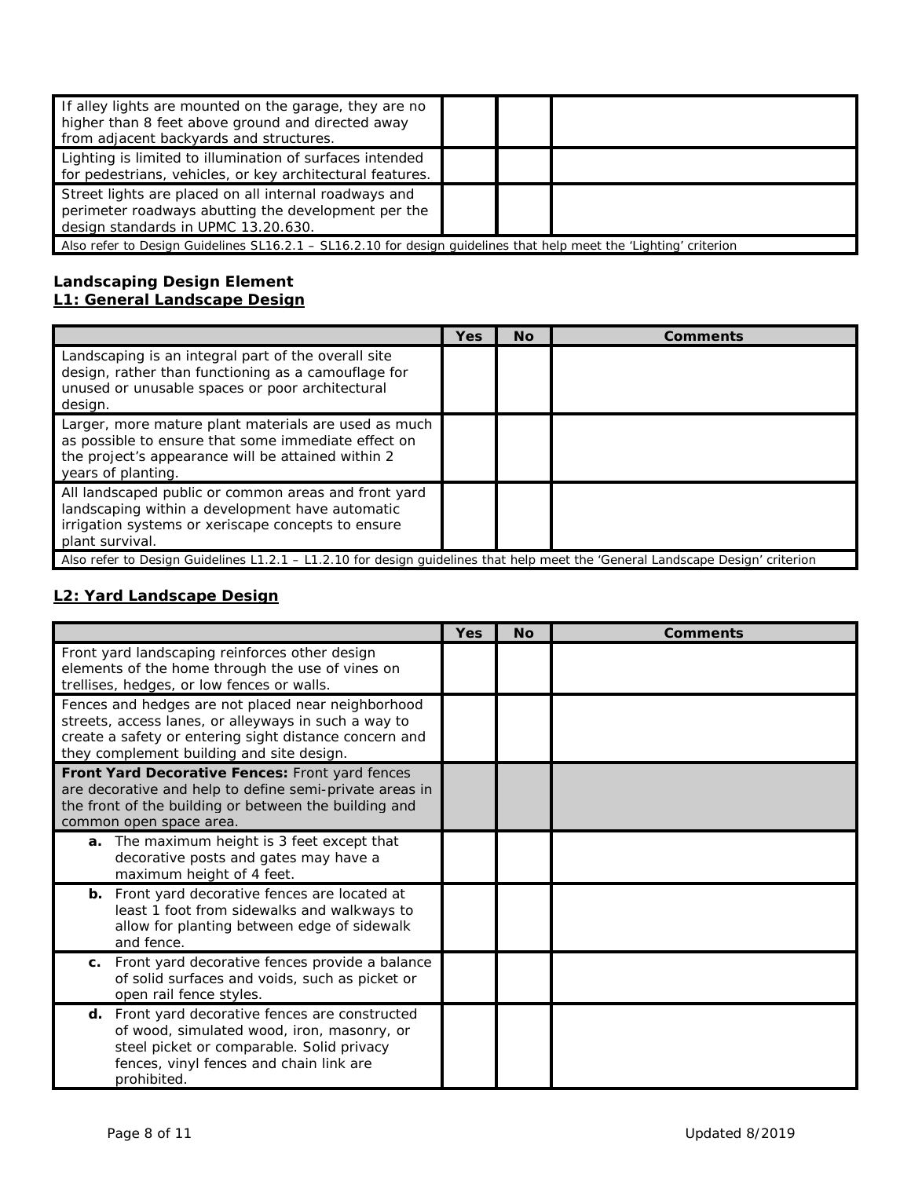| | | | |
|---|---|---|---|
| If alley lights are mounted on the garage, they are no higher than 8 feet above ground and directed away from adjacent backyards and structures. | | | |
| Lighting is limited to illumination of surfaces intended for pedestrians, vehicles, or key architectural features. | | | |
| Street lights are placed on all internal roadways and perimeter roadways abutting the development per the design standards in UPMC 13.20.630. | | | |
| Also refer to Design Guidelines SL16.2.1 – SL16.2.10 for design guidelines that help meet the 'Lighting' criterion | | | |

### Landscaping Design Element

#### L1: General Landscape Design

| | Yes | No | Comments |
|---|---|---|---|
| Landscaping is an integral part of the overall site design, rather than functioning as a camouflage for unused or unusable spaces or poor architectural design. | | | |
| Larger, more mature plant materials are used as much as possible to ensure that some immediate effect on the project's appearance will be attained within 2 years of planting. | | | |
| All landscaped public or common areas and front yard landscaping within a development have automatic irrigation systems or xeriscape concepts to ensure plant survival. | | | |
| Also refer to Design Guidelines L1.2.1 – L1.2.10 for design guidelines that help meet the 'General Landscape Design' criterion | | | |

#### L2: Yard Landscape Design

| | Yes | No | Comments |
|---|---|---|---|
| Front yard landscaping reinforces other design elements of the home through the use of vines on trellises, hedges, or low fences or walls. | | | |
| Fences and hedges are not placed near neighborhood streets, access lanes, or alleyways in such a way to create a safety or entering sight distance concern and they complement building and site design. | | | |
| **Front Yard Decorative Fences:** Front yard fences are decorative and help to define semi-private areas in the front of the building or between the building and common open space area. | | | |
| **a.** The maximum height is 3 feet except that decorative posts and gates may have a maximum height of 4 feet. | | | |
| **b.** Front yard decorative fences are located at least 1 foot from sidewalks and walkways to allow for planting between edge of sidewalk and fence. | | | |
| **c.** Front yard decorative fences provide a balance of solid surfaces and voids, such as picket or open rail fence styles. | | | |
| **d.** Front yard decorative fences are constructed of wood, simulated wood, iron, masonry, or steel picket or comparable. Solid privacy fences, vinyl fences and chain link are prohibited. | | | |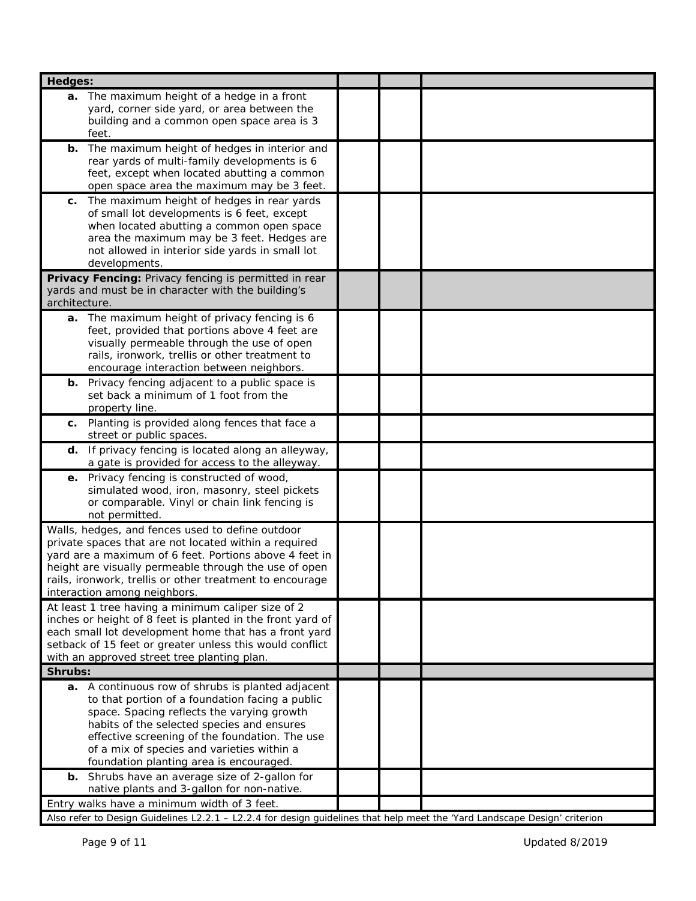| Hedges: | | | |
|---|---|---|---|
| **a.** The maximum height of a hedge in a front yard, corner side yard, or area between the building and a common open space area is 3 feet. | | | |
| **b.** The maximum height of hedges in interior and rear yards of multi-family developments is 6 feet, except when located abutting a common open space area the maximum may be 3 feet. | | | |
| **c.** The maximum height of hedges in rear yards of small lot developments is 6 feet, except when located abutting a common open space area the maximum may be 3 feet. Hedges are not allowed in interior side yards in small lot developments. | | | |
| **Privacy Fencing:** Privacy fencing is permitted in rear yards and must be in character with the building's architecture. | | | |
| **a.** The maximum height of privacy fencing is 6 feet, provided that portions above 4 feet are visually permeable through the use of open rails, ironwork, trellis or other treatment to encourage interaction between neighbors. | | | |
| **b.** Privacy fencing adjacent to a public space is set back a minimum of 1 foot from the property line. | | | |
| **c.** Planting is provided along fences that face a street or public spaces. | | | |
| **d.** If privacy fencing is located along an alleyway, a gate is provided for access to the alleyway. | | | |
| **e.** Privacy fencing is constructed of wood, simulated wood, iron, masonry, steel pickets or comparable. Vinyl or chain link fencing is not permitted. | | | |
| Walls, hedges, and fences used to define outdoor private spaces that are not located within a required yard are a maximum of 6 feet. Portions above 4 feet in height are visually permeable through the use of open rails, ironwork, trellis or other treatment to encourage interaction among neighbors. | | | |
| At least 1 tree having a minimum caliper size of 2 inches or height of 8 feet is planted in the front yard of each small lot development home that has a front yard setback of 15 feet or greater unless this would conflict with an approved street tree planting plan. | | | |
| **Shrubs:** | | | |
| **a.** A continuous row of shrubs is planted adjacent to that portion of a foundation facing a public space. Spacing reflects the varying growth habits of the selected species and ensures effective screening of the foundation. The use of a mix of species and varieties within a foundation planting area is encouraged. | | | |
| **b.** Shrubs have an average size of 2-gallon for native plants and 3-gallon for non-native. | | | |
| Entry walks have a minimum width of 3 feet. | | | |
| Also refer to Design Guidelines L2.2.1 – L2.2.4 for design guidelines that help meet the 'Yard Landscape Design' criterion | | | |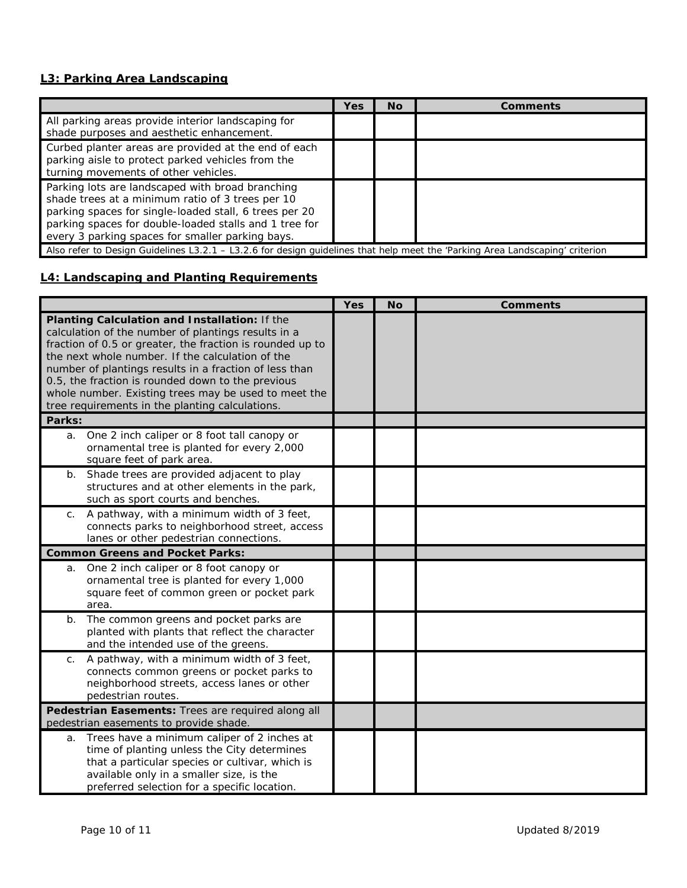## L3: Parking Area Landscaping

| | Yes | No | Comments |
|---|---|---|---|
| All parking areas provide interior landscaping for shade purposes and aesthetic enhancement. | | | |
| Curbed planter areas are provided at the end of each parking aisle to protect parked vehicles from the turning movements of other vehicles. | | | |
| Parking lots are landscaped with broad branching shade trees at a minimum ratio of 3 trees per 10 parking spaces for single-loaded stall, 6 trees per 20 parking spaces for double-loaded stalls and 1 tree for every 3 parking spaces for smaller parking bays. | | | |
| Also refer to Design Guidelines L3.2.1 – L3.2.6 for design guidelines that help meet the 'Parking Area Landscaping' criterion | | | |

## L4: Landscaping and Planting Requirements

| | Yes | No | Comments |
|---|---|---|---|
| **Planting Calculation and Installation:** If the calculation of the number of plantings results in a fraction of 0.5 or greater, the fraction is rounded up to the next whole number. If the calculation of the number of plantings results in a fraction of less than 0.5, the fraction is rounded down to the previous whole number. Existing trees may be used to meet the tree requirements in the planting calculations. | | | |
| **Parks:** | | | |
| a. One 2 inch caliper or 8 foot tall canopy or ornamental tree is planted for every 2,000 square feet of park area. | | | |
| b. Shade trees are provided adjacent to play structures and at other elements in the park, such as sport courts and benches. | | | |
| c. A pathway, with a minimum width of 3 feet, connects parks to neighborhood street, access lanes or other pedestrian connections. | | | |
| **Common Greens and Pocket Parks:** | | | |
| a. One 2 inch caliper or 8 foot canopy or ornamental tree is planted for every 1,000 square feet of common green or pocket park area. | | | |
| b. The common greens and pocket parks are planted with plants that reflect the character and the intended use of the greens. | | | |
| c. A pathway, with a minimum width of 3 feet, connects common greens or pocket parks to neighborhood streets, access lanes or other pedestrian routes. | | | |
| **Pedestrian Easements:** Trees are required along all pedestrian easements to provide shade. | | | |
| a. Trees have a minimum caliper of 2 inches at time of planting unless the City determines that a particular species or cultivar, which is available only in a smaller size, is the preferred selection for a specific location. | | | |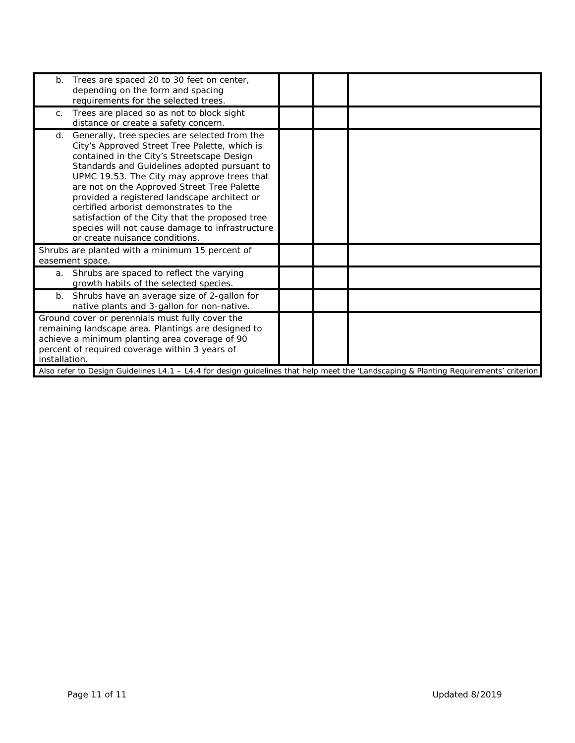| | | | |
|---|---|---|---|
| b. Trees are spaced 20 to 30 feet on center, depending on the form and spacing requirements for the selected trees. | | | |
| c. Trees are placed so as not to block sight distance or create a safety concern. | | | |
| d. Generally, tree species are selected from the City's Approved Street Tree Palette, which is contained in the City's Streetscape Design Standards and Guidelines adopted pursuant to UPMC 19.53. The City may approve trees that are not on the Approved Street Tree Palette provided a registered landscape architect or certified arborist demonstrates to the satisfaction of the City that the proposed tree species will not cause damage to infrastructure or create nuisance conditions. | | | |
| Shrubs are planted with a minimum 15 percent of easement space. | | | |
| a. Shrubs are spaced to reflect the varying growth habits of the selected species. | | | |
| b. Shrubs have an average size of 2-gallon for native plants and 3-gallon for non-native. | | | |
| Ground cover or perennials must fully cover the remaining landscape area. Plantings are designed to achieve a minimum planting area coverage of 90 percent of required coverage within 3 years of installation. | | | |
| Also refer to Design Guidelines L4.1 – L4.4 for design guidelines that help meet the 'Landscaping & Planting Requirements' criterion | | | |

Updated 8/2019